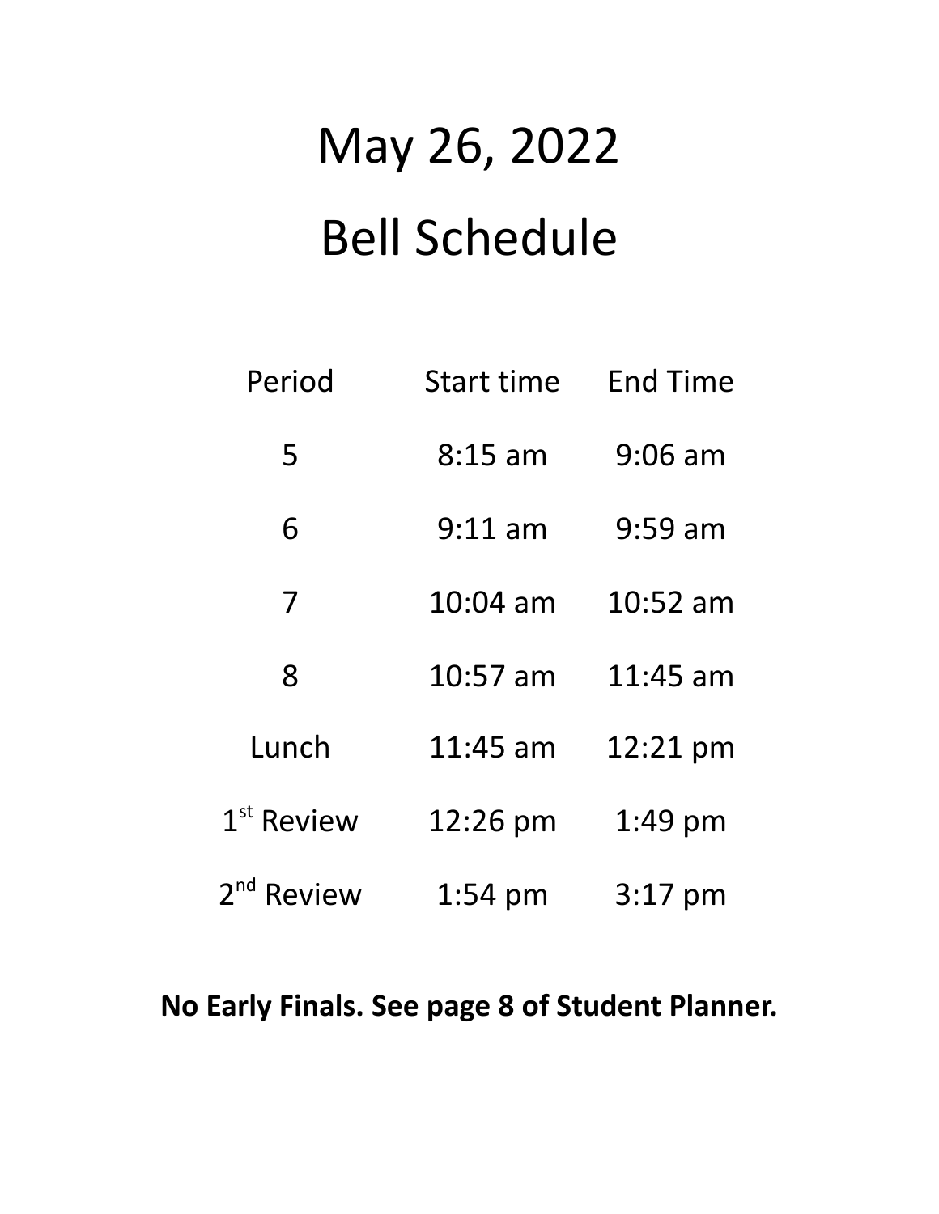# May 26, 2022

# Bell Schedule

| Period | Start time | End Time |
| --- | --- | --- |
| 5 | 8:15 am | 9:06 am |
| 6 | 9:11 am | 9:59 am |
| 7 | 10:04 am | 10:52 am |
| 8 | 10:57 am | 11:45 am |
| Lunch | 11:45 am | 12:21 pm |
| 1st Review | 12:26 pm | 1:49 pm |
| 2nd Review | 1:54 pm | 3:17 pm |

**No Early Finals. See page 8 of Student Planner.**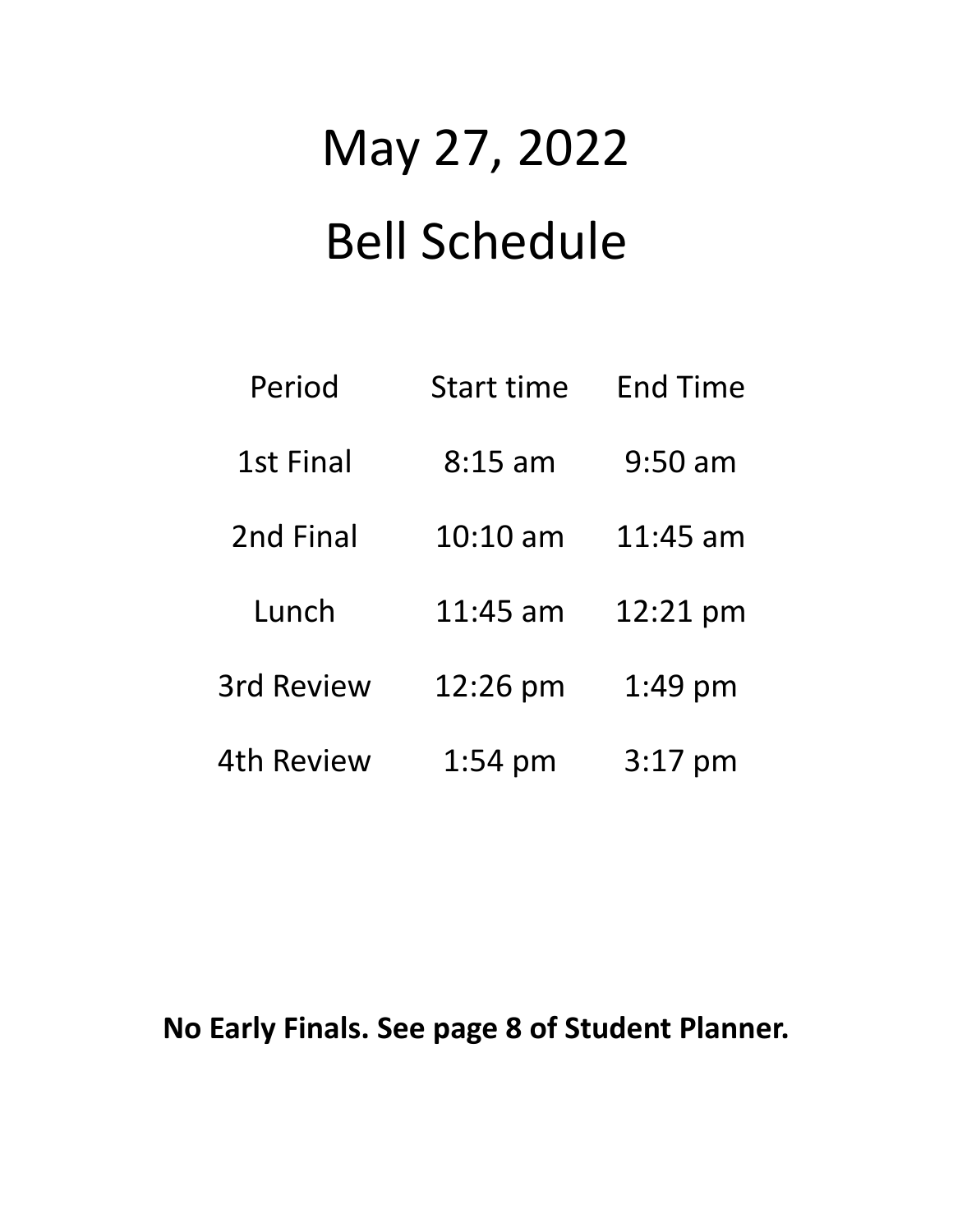# May 27, 2022

# Bell Schedule

| Period | Start time | End Time |
|---|---|---|
| 1st Final | 8:15 am | 9:50 am |
| 2nd Final | 10:10 am | 11:45 am |
| Lunch | 11:45 am | 12:21 pm |
| 3rd Review | 12:26 pm | 1:49 pm |
| 4th Review | 1:54 pm | 3:17 pm |

**No Early Finals. See page 8 of Student Planner.**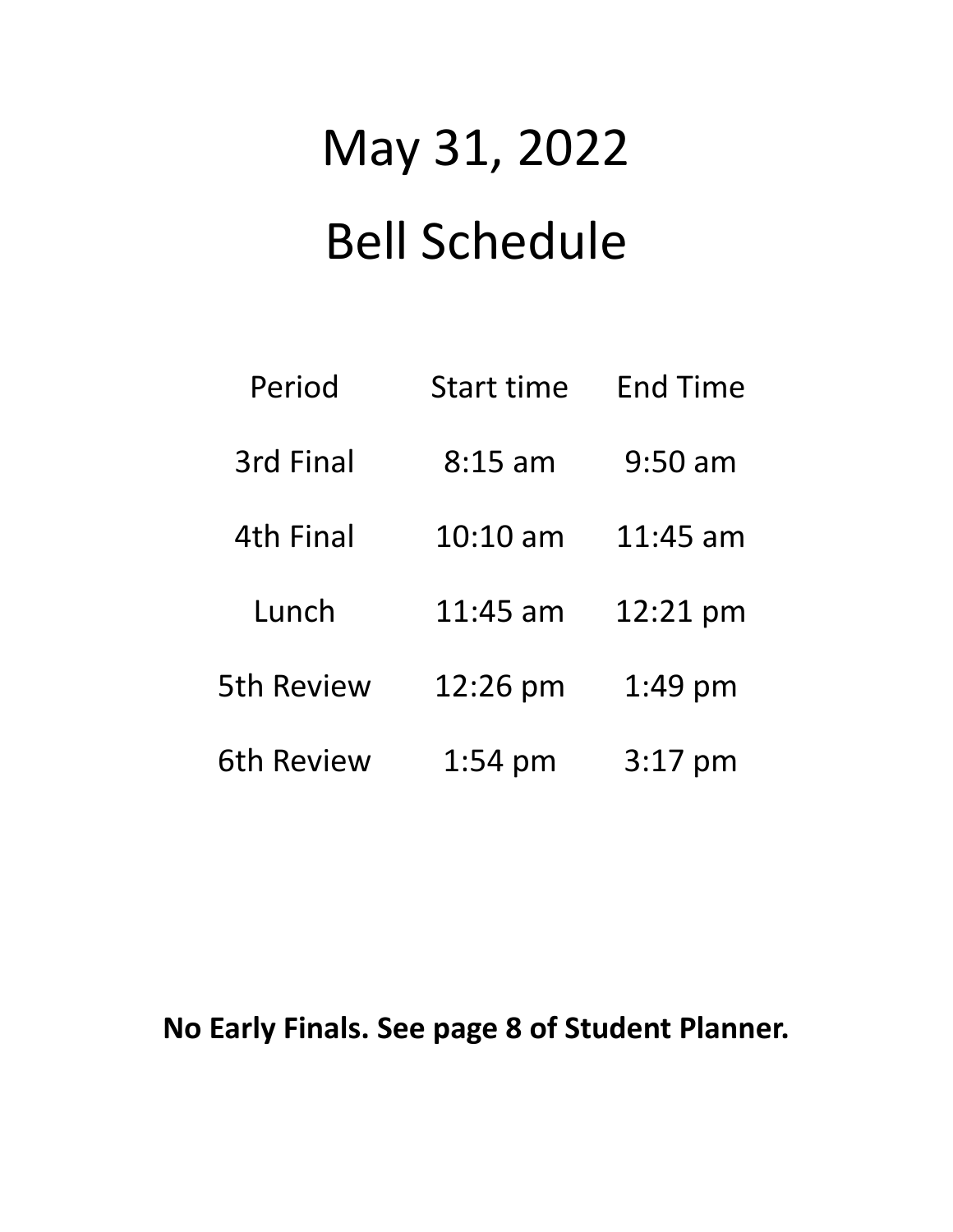# May 31, 2022

# Bell Schedule

| Period | Start time | End Time |
| --- | --- | --- |
| 3rd Final | 8:15 am | 9:50 am |
| 4th Final | 10:10 am | 11:45 am |
| Lunch | 11:45 am | 12:21 pm |
| 5th Review | 12:26 pm | 1:49 pm |
| 6th Review | 1:54 pm | 3:17 pm |

**No Early Finals. See page 8 of Student Planner.**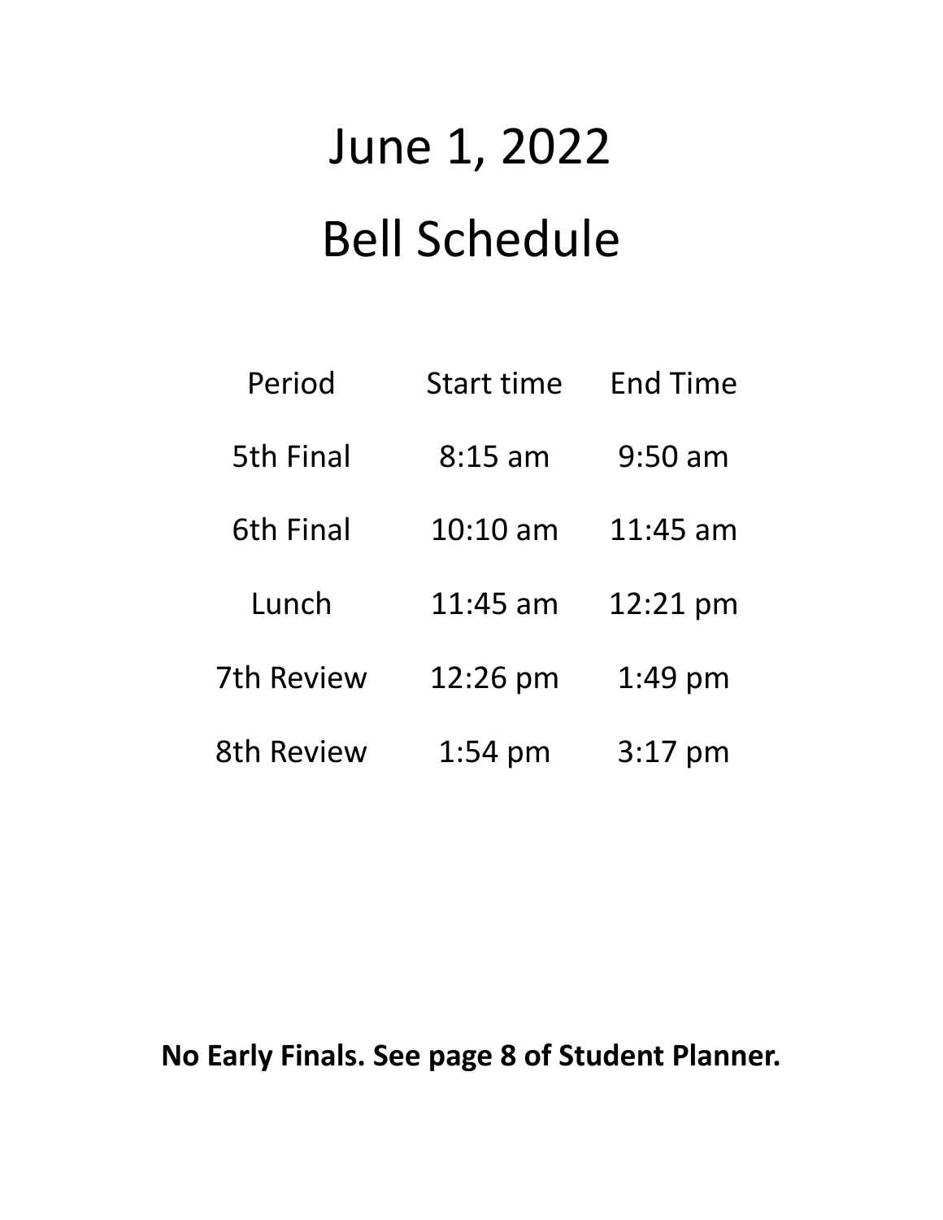# June 1, 2022

# Bell Schedule

| Period | Start time | End Time |
| --- | --- | --- |
| 5th Final | 8:15 am | 9:50 am |
| 6th Final | 10:10 am | 11:45 am |
| Lunch | 11:45 am | 12:21 pm |
| 7th Review | 12:26 pm | 1:49 pm |
| 8th Review | 1:54 pm | 3:17 pm |

**No Early Finals. See page 8 of Student Planner.**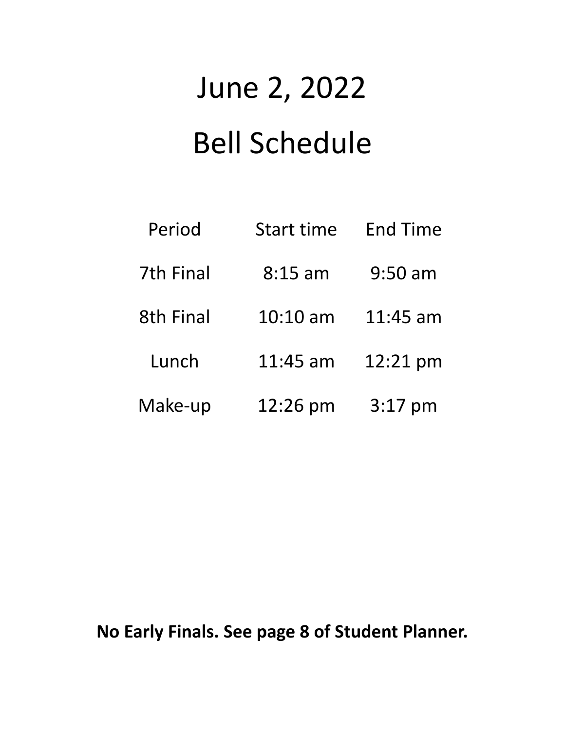# June 2, 2022

# Bell Schedule

| Period | Start time | End Time |
|---|---|---|
| 7th Final | 8:15 am | 9:50 am |
| 8th Final | 10:10 am | 11:45 am |
| Lunch | 11:45 am | 12:21 pm |
| Make-up | 12:26 pm | 3:17 pm |

**No Early Finals. See page 8 of Student Planner.**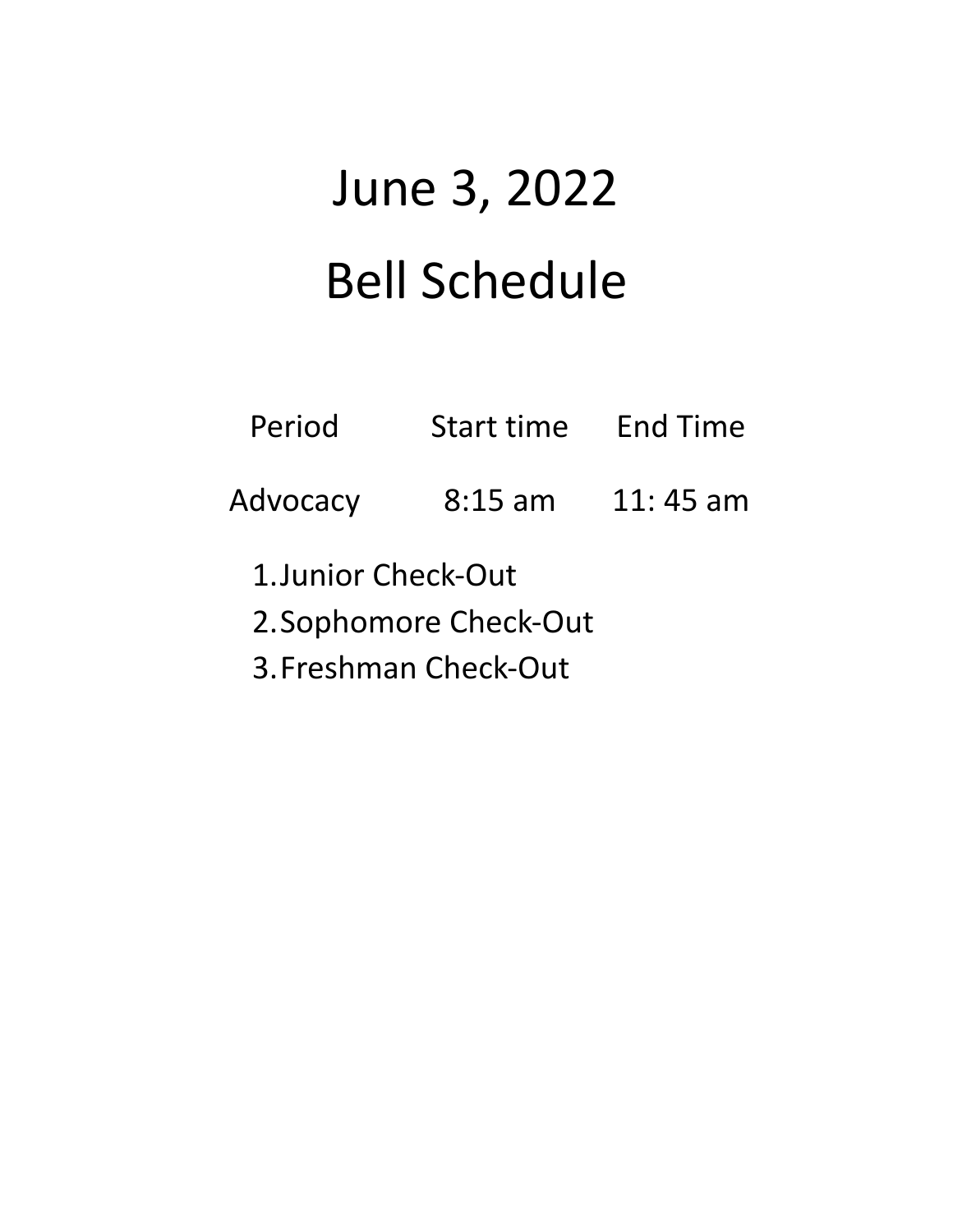# June 3, 2022

# Bell Schedule

| Period | Start time | End Time |
|---|---|---|
| Advocacy | 8:15 am | 11: 45 am |

1. Junior Check-Out
2. Sophomore Check-Out
3. Freshman Check-Out